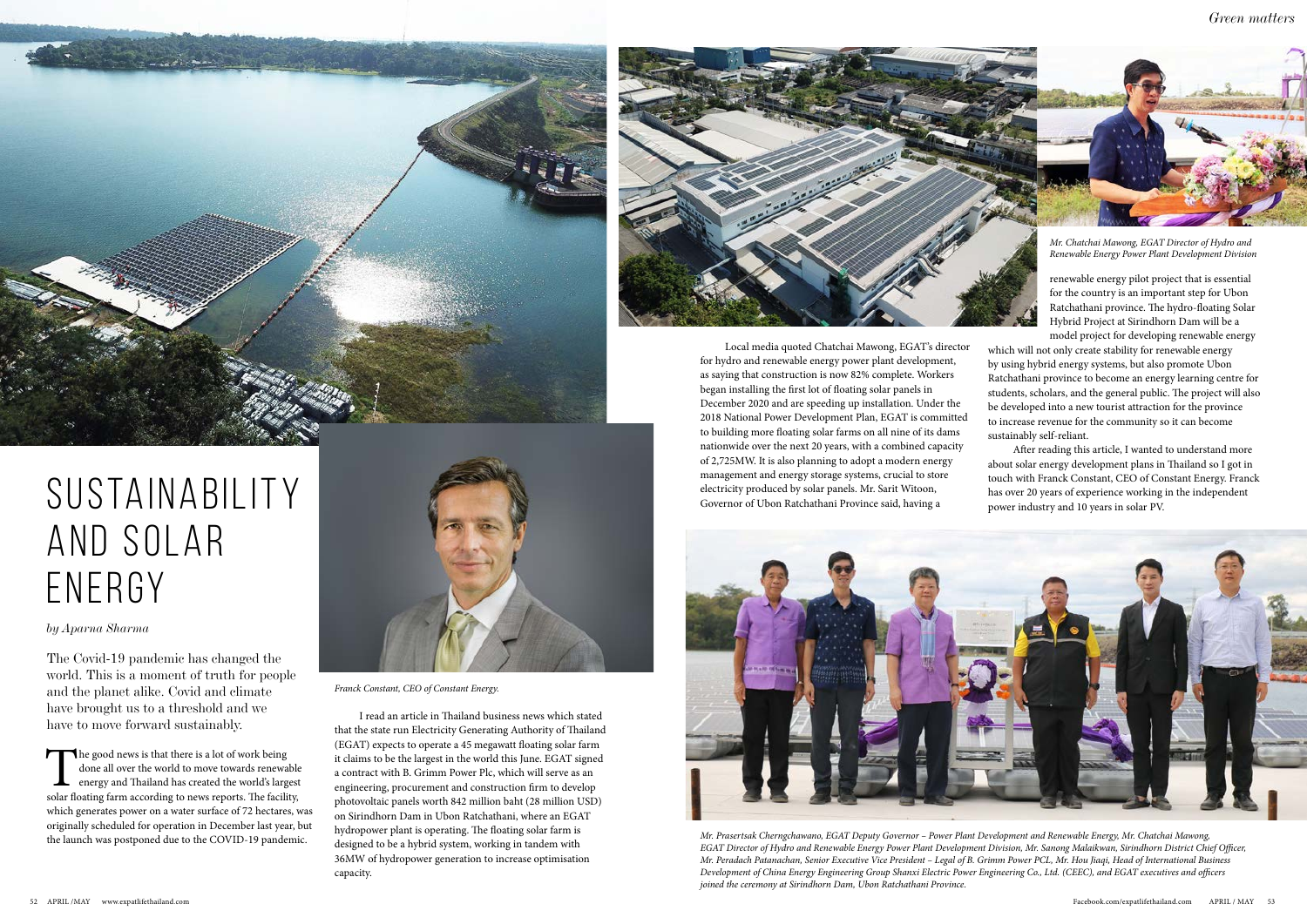# SUSTAINABILITY AND SOLAR ENERGY

*by Aparna Sharma*

The Covid-19 pandemic has changed the world. This is a moment of truth for people and the planet alike. Covid and climate have brought us to a threshold and we have to move forward sustainably.

The good news is that there is a lot of work being done all over the world to move towards renewable energy and Thailand has created the world's largest solar floating farm according to news reports. The facility, which generates power on a water surface of 72 hectares, was originally scheduled for operation in December last year, but the launch was postponed due to the COVID-19 pandemic.

Franck Constant, CEO of Constant Energy.

I read an article in Thailand business news which stated that the state run Electricity Generating Authority of Thailand (EGAT) expects to operate a 45 megawatt floating solar farm it claims to be the largest in the world this June. EGAT signed a contract with B. Grimm Power Plc, which will serve as an engineering, procurement and construction firm to develop photovoltaic panels worth 842 million baht (28 million USD) on Sirindhorn Dam in Ubon Ratchathani, where an EGAT hydropower plant is operating. The floating solar farm is designed to be a hybrid system, working in tandem with 36MW of hydropower generation to increase optimisation capacity.

Local media quoted Chatchai Mawong, EGAT's director for hydro and renewable energy power plant development, as saying that construction is now 82% complete. Workers began installing the first lot of floating solar panels in December 2020 and are speeding up installation. Under the 2018 National Power Development Plan, EGAT is committed to building more floating solar farms on all nine of its dams nationwide over the next 20 years, with a combined capacity of 2,725MW. It is also planning to adopt a modern energy management and energy storage systems, crucial to store electricity produced by solar panels. Mr. Sarit Witoon, Governor of Ubon Ratchathani Province said, having a renewable energy pilot project that is essential for the country is an important step for Ubon Ratchathani province. The hydro-floating Solar Hybrid Project at Sirindhorn Dam will be a model project for developing renewable energy which will not only create stability for renewable energy by using hybrid energy systems, but also promote Ubon Ratchathani province to become an energy learning centre for students, scholars, and the general public. The project will also be developed into a new tourist attraction for the province to increase revenue for the community so it can become sustainably self-reliant.

*Mr. Chatchai Mawong, EGAT Director of Hydro and Renewable Energy Power Plant Development Division*

After reading this article, I wanted to understand more about solar energy development plans in Thailand so I got in touch with Franck Constant, CEO of Constant Energy. Franck has over 20 years of experience working in the independent power industry and 10 years in solar PV.

*Mr. Prasertsak Cherngchawano, EGAT Deputy Governor – Power Plant Development and Renewable Energy, Mr. Chatchai Mawong, EGAT Director of Hydro and Renewable Energy Power Plant Development Division, Mr. Sanong Malaikwan, Sirindhorn District Chief Officer, Mr. Peradach Patanachan, Senior Executive Vice President – Legal of B. Grimm Power PCL, Mr. Hou Jiaqi, Head of International Business Development of China Energy Engineering Group Shanxi Electric Power Engineering Co., Ltd. (CEEC), and EGAT executives and officers joined the ceremony at Sirindhorn Dam, Ubon Ratchathani Province.*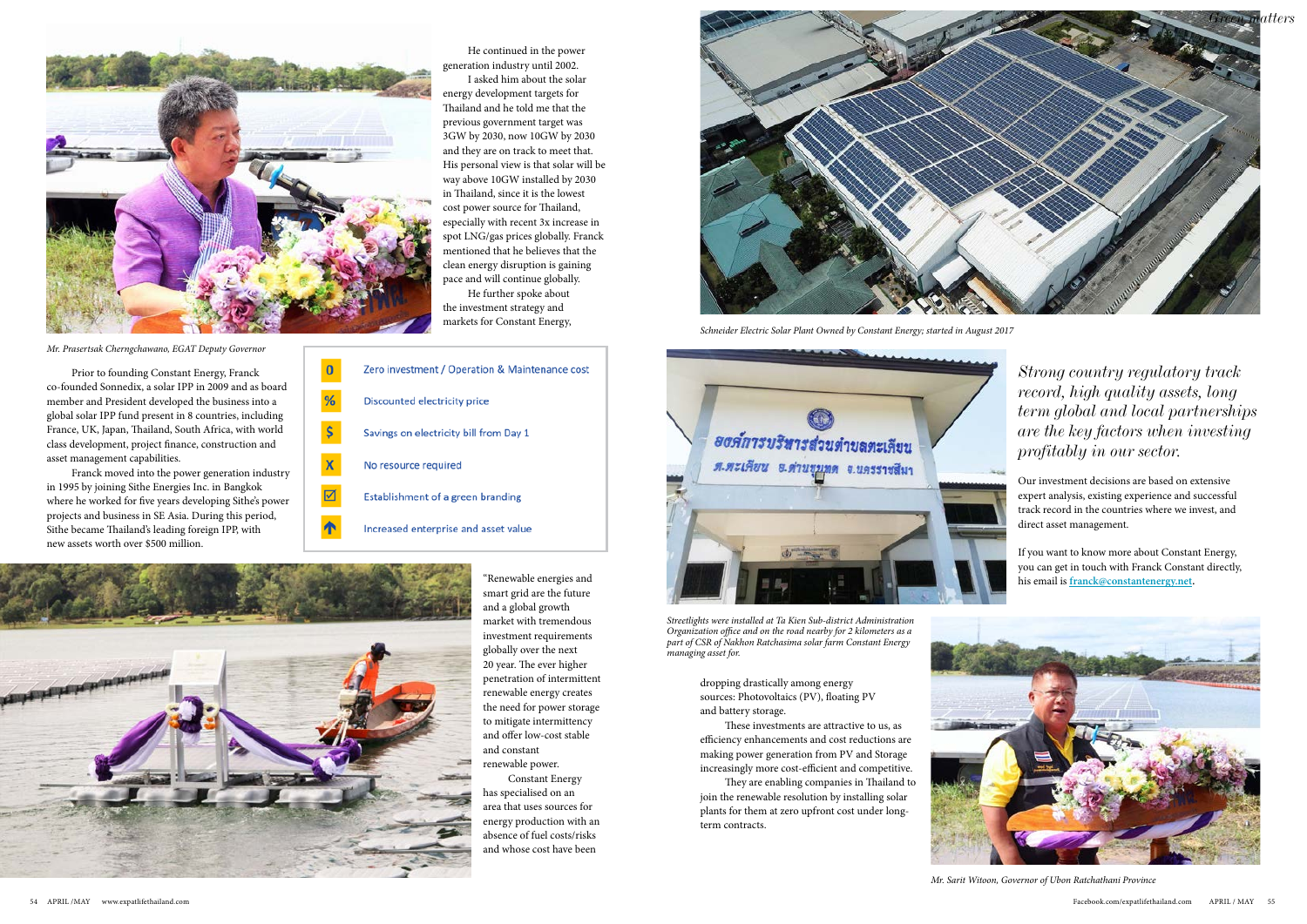He continued in the power generation industry until 2002.

I asked him about the solar energy development targets for Thailand and he told me that the previous government target was 3GW by 2030, now 10GW by 2030 and they are on track to meet that. His personal view is that solar will be way above 10GW installed by 2030 in Thailand, since it is the lowest cost power source for Thailand, especially with recent 3x increase in spot LNG/gas prices globally. Franck mentioned that he believes that the clean energy disruption is gaining pace and will continue globally.

He further spoke about the investment strategy and markets for Constant Energy,

Mr. Prasertsak Cherngchawano, EGAT Deputy Governor

Prior to founding Constant Energy, Franck co-founded Sonnedix, a solar IPP in 2009 and as board member and President developed the business into a global solar IPP fund present in 8 countries, including France, UK, Japan, Thailand, South Africa, with world class development, project finance, construction and asset management capabilities.

Franck moved into the power generation industry in 1995 by joining Sithe Energies Inc. in Bangkok where he worked for five years developing Sithe's power projects and business in SE Asia. During this period, Sithe became Thailand's leading foreign IPP, with new assets worth over $500 million.

- 0 — Zero investment / Operation & Maintenance cost
- % — Discounted electricity price
- $ — Savings on electricity bill from Day 1
- X — No resource required
- ☑ — Establishment of a green branding
- ↑ — Increased enterprise and asset value

"Renewable energies and smart grid are the future and a global growth market with tremendous investment requirements globally over the next 20 year. The ever higher penetration of intermittent renewable energy creates the need for power storage to mitigate intermittency and offer low-cost stable and constant renewable power.

Constant Energy has specialised on an area that uses sources for energy production with an absence of fuel costs/risks and whose cost have been dropping drastically among energy sources: Photovoltaics (PV), floating PV and battery storage.

These investments are attractive to us, as efficiency enhancements and cost reductions are making power generation from PV and Storage increasingly more cost-efficient and competitive.

They are enabling companies in Thailand to join the renewable resolution by installing solar plants for them at zero upfront cost under long-term contracts.

Schneider Electric Solar Plant Owned by Constant Energy; started in August 2017

Streetlights were installed at Ta Kien Sub-district Administration Organization office and on the road nearby for 2 kilometers as a part of CSR of Nakhon Ratchasima solar farm Constant Energy managing asset for.

*Strong country regulatory track record, high quality assets, long term global and local partnerships are the key factors when investing profitably in our sector.*

Our investment decisions are based on extensive expert analysis, existing experience and successful track record in the countries where we invest, and direct asset management.

If you want to know more about Constant Energy, you can get in touch with Franck Constant directly, his email is **franck@constantenergy.net**.

Mr. Sarit Witoon, Governor of Ubon Ratchathani Province